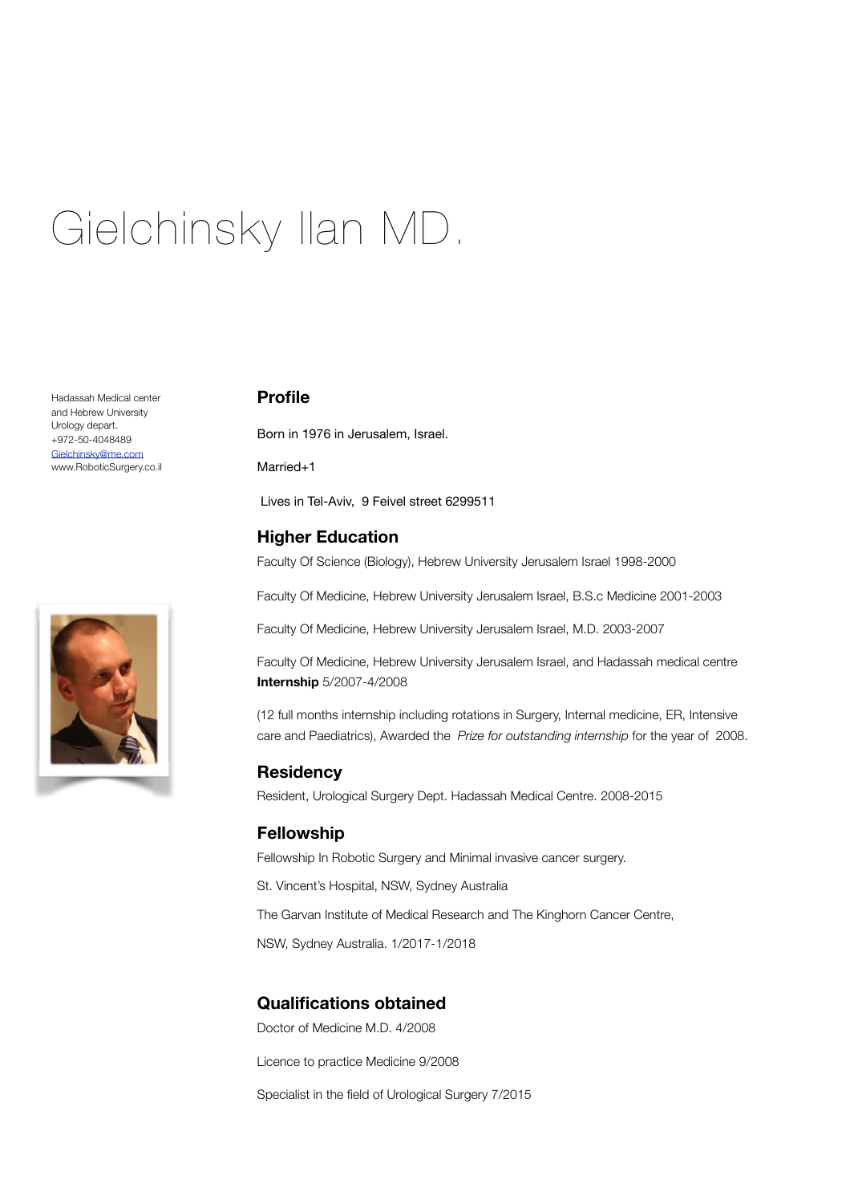# Gielchinsky Ilan MD.

Hadassah Medical center
and Hebrew University
Urology depart.
+972-50-4048489
Gielchinsky@me.com
www.RoboticSurgery.co.il

## Profile

Born in 1976 in Jerusalem, Israel.

Married+1

Lives in Tel-Aviv, 9 Feivel street 6299511

## Higher Education

Faculty Of Science (Biology), Hebrew University Jerusalem Israel 1998-2000

Faculty Of Medicine, Hebrew University Jerusalem Israel, B.S.c Medicine 2001-2003

Faculty Of Medicine, Hebrew University Jerusalem Israel, M.D. 2003-2007

Faculty Of Medicine, Hebrew University Jerusalem Israel, and Hadassah medical centre **Internship** 5/2007-4/2008

(12 full months internship including rotations in Surgery, Internal medicine, ER, Intensive care and Paediatrics), Awarded the *Prize for outstanding internship* for the year of 2008.

## Residency

Resident, Urological Surgery Dept. Hadassah Medical Centre. 2008-2015

## Fellowship

Fellowship In Robotic Surgery and Minimal invasive cancer surgery.

St. Vincent's Hospital, NSW, Sydney Australia

The Garvan Institute of Medical Research and The Kinghorn Cancer Centre,

NSW, Sydney Australia. 1/2017-1/2018

## Qualifications obtained

Doctor of Medicine M.D. 4/2008

Licence to practice Medicine 9/2008

Specialist in the field of Urological Surgery 7/2015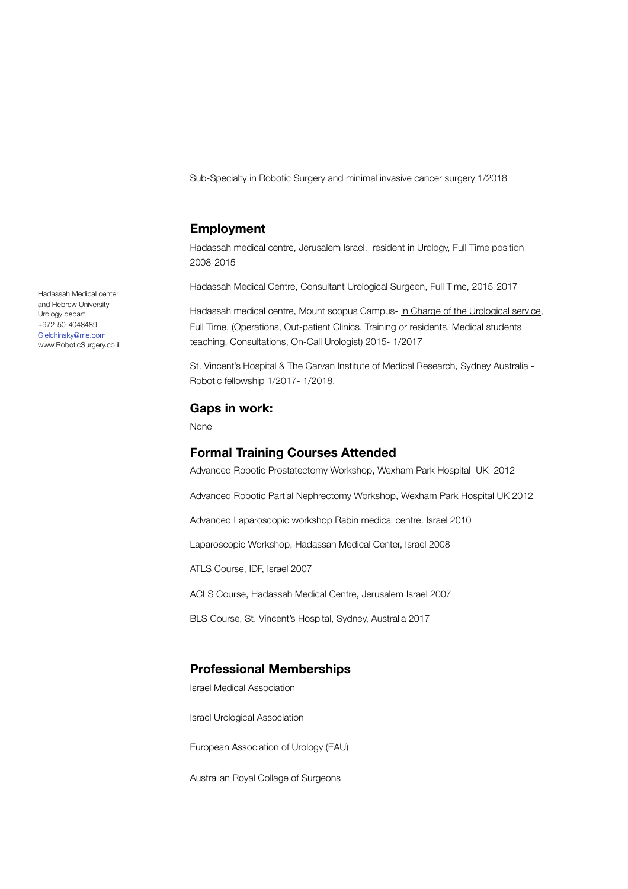Sub-Specialty in Robotic Surgery and minimal invasive cancer surgery 1/2018

## Employment

Hadassah medical centre, Jerusalem Israel, resident in Urology, Full Time position 2008-2015

Hadassah Medical Centre, Consultant Urological Surgeon, Full Time, 2015-2017

Hadassah medical centre, Mount scopus Campus- In Charge of the Urological service, Full Time, (Operations, Out-patient Clinics, Training or residents, Medical students teaching, Consultations, On-Call Urologist) 2015- 1/2017

St. Vincent's Hospital & The Garvan Institute of Medical Research, Sydney Australia - Robotic fellowship 1/2017- 1/2018.

Hadassah Medical center
and Hebrew University
Urology depart.
+972-50-4048489
Gielchinsky@me.com
www.RoboticSurgery.co.il

## Gaps in work:

None

## Formal Training Courses Attended

Advanced Robotic Prostatectomy Workshop, Wexham Park Hospital UK 2012

Advanced Robotic Partial Nephrectomy Workshop, Wexham Park Hospital UK 2012

Advanced Laparoscopic workshop Rabin medical centre. Israel 2010

Laparoscopic Workshop, Hadassah Medical Center, Israel 2008

ATLS Course, IDF, Israel 2007

ACLS Course, Hadassah Medical Centre, Jerusalem Israel 2007

BLS Course, St. Vincent's Hospital, Sydney, Australia 2017

## Professional Memberships

Israel Medical Association

Israel Urological Association

European Association of Urology (EAU)

Australian Royal Collage of Surgeons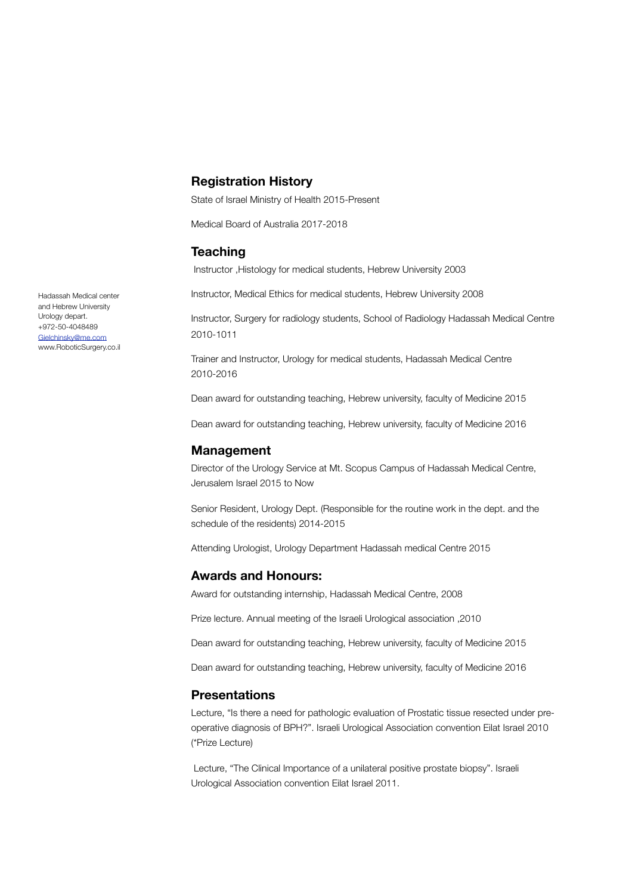Hadassah Medical center
and Hebrew University
Urology depart.
+972-50-4048489
Gielchinsky@me.com
www.RoboticSurgery.co.il

## Registration History

State of Israel Ministry of Health 2015-Present

Medical Board of Australia 2017-2018

## Teaching

Instructor ,Histology for medical students, Hebrew University 2003

Instructor, Medical Ethics for medical students, Hebrew University 2008

Instructor, Surgery for radiology students, School of Radiology Hadassah Medical Centre 2010-1011

Trainer and Instructor, Urology for medical students, Hadassah Medical Centre 2010-2016

Dean award for outstanding teaching, Hebrew university, faculty of Medicine 2015

Dean award for outstanding teaching, Hebrew university, faculty of Medicine 2016

## Management

Director of the Urology Service at Mt. Scopus Campus of Hadassah Medical Centre, Jerusalem Israel 2015 to Now

Senior Resident, Urology Dept. (Responsible for the routine work in the dept. and the schedule of the residents) 2014-2015

Attending Urologist, Urology Department Hadassah medical Centre 2015

## Awards and Honours:

Award for outstanding internship, Hadassah Medical Centre, 2008

Prize lecture. Annual meeting of the Israeli Urological association ,2010

Dean award for outstanding teaching, Hebrew university, faculty of Medicine 2015

Dean award for outstanding teaching, Hebrew university, faculty of Medicine 2016

## Presentations

Lecture, "Is there a need for pathologic evaluation of Prostatic tissue resected under pre-operative diagnosis of BPH?". Israeli Urological Association convention Eilat Israel 2010 (*Prize Lecture)

Lecture, "The Clinical Importance of a unilateral positive prostate biopsy". Israeli Urological Association convention Eilat Israel 2011.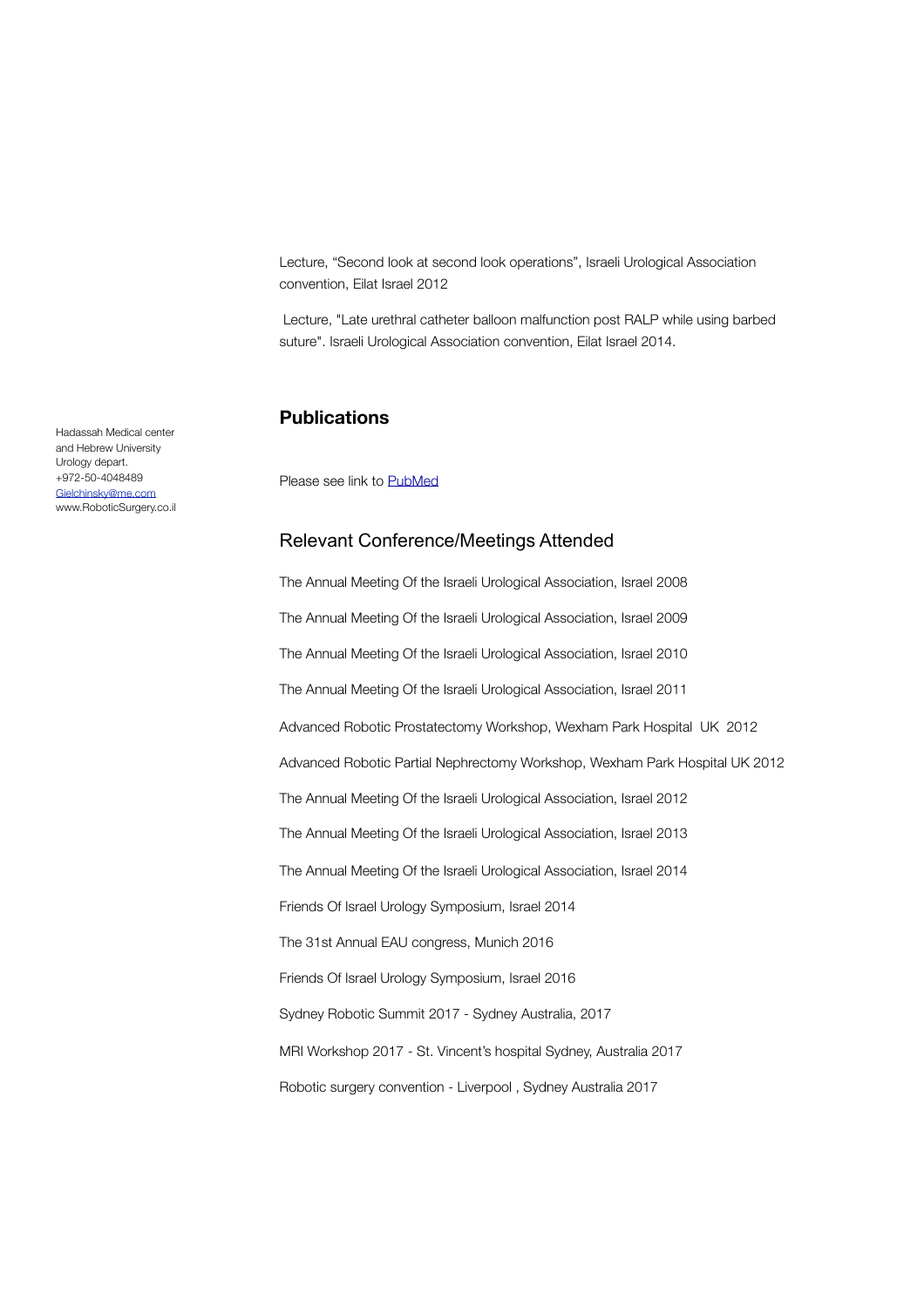Lecture, “Second look at second look operations”, Israeli Urological Association convention, Eilat Israel 2012

Lecture, "Late urethral catheter balloon malfunction post RALP while using barbed suture". Israeli Urological Association convention, Eilat Israel 2014.

Hadassah Medical center
and Hebrew University
Urology depart.
+972-50-4048489
Gielchinsky@me.com
www.RoboticSurgery.co.il

## Publications

Please see link to PubMed

## Relevant Conference/Meetings Attended

The Annual Meeting Of the Israeli Urological Association, Israel 2008

The Annual Meeting Of the Israeli Urological Association, Israel 2009

The Annual Meeting Of the Israeli Urological Association, Israel 2010

The Annual Meeting Of the Israeli Urological Association, Israel 2011

Advanced Robotic Prostatectomy Workshop, Wexham Park Hospital UK 2012

Advanced Robotic Partial Nephrectomy Workshop, Wexham Park Hospital UK 2012

The Annual Meeting Of the Israeli Urological Association, Israel 2012

The Annual Meeting Of the Israeli Urological Association, Israel 2013

The Annual Meeting Of the Israeli Urological Association, Israel 2014

Friends Of Israel Urology Symposium, Israel 2014

The 31st Annual EAU congress, Munich 2016

Friends Of Israel Urology Symposium, Israel 2016

Sydney Robotic Summit 2017 - Sydney Australia, 2017

MRI Workshop 2017 - St. Vincent’s hospital Sydney, Australia 2017

Robotic surgery convention - Liverpool , Sydney Australia 2017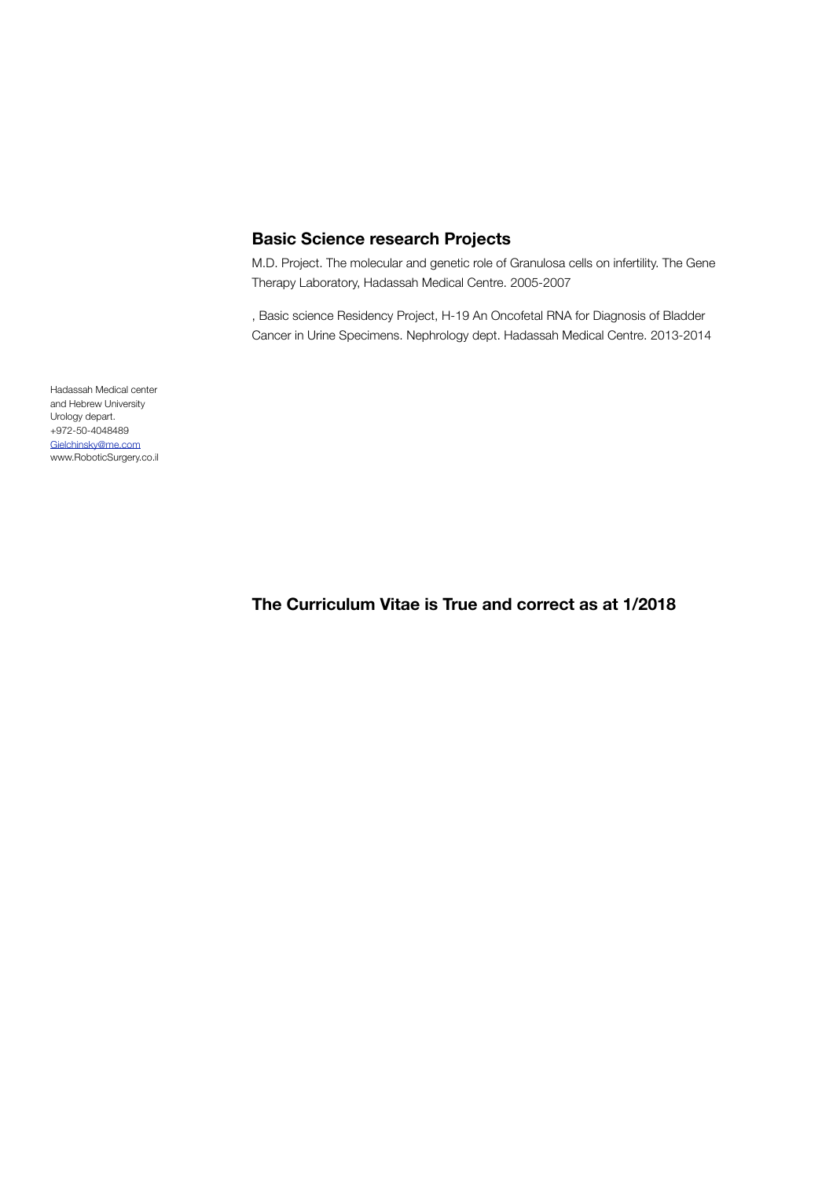## Basic Science research Projects

M.D. Project. The molecular and genetic role of Granulosa cells on infertility. The Gene Therapy Laboratory, Hadassah Medical Centre. 2005-2007

, Basic science Residency Project, H-19 An Oncofetal RNA for Diagnosis of Bladder Cancer in Urine Specimens. Nephrology dept. Hadassah Medical Centre. 2013-2014

Hadassah Medical center
and Hebrew University
Urology depart.
+972-50-4048489
Gielchinsky@me.com
www.RoboticSurgery.co.il

**The Curriculum Vitae is True and correct as at 1/2018**